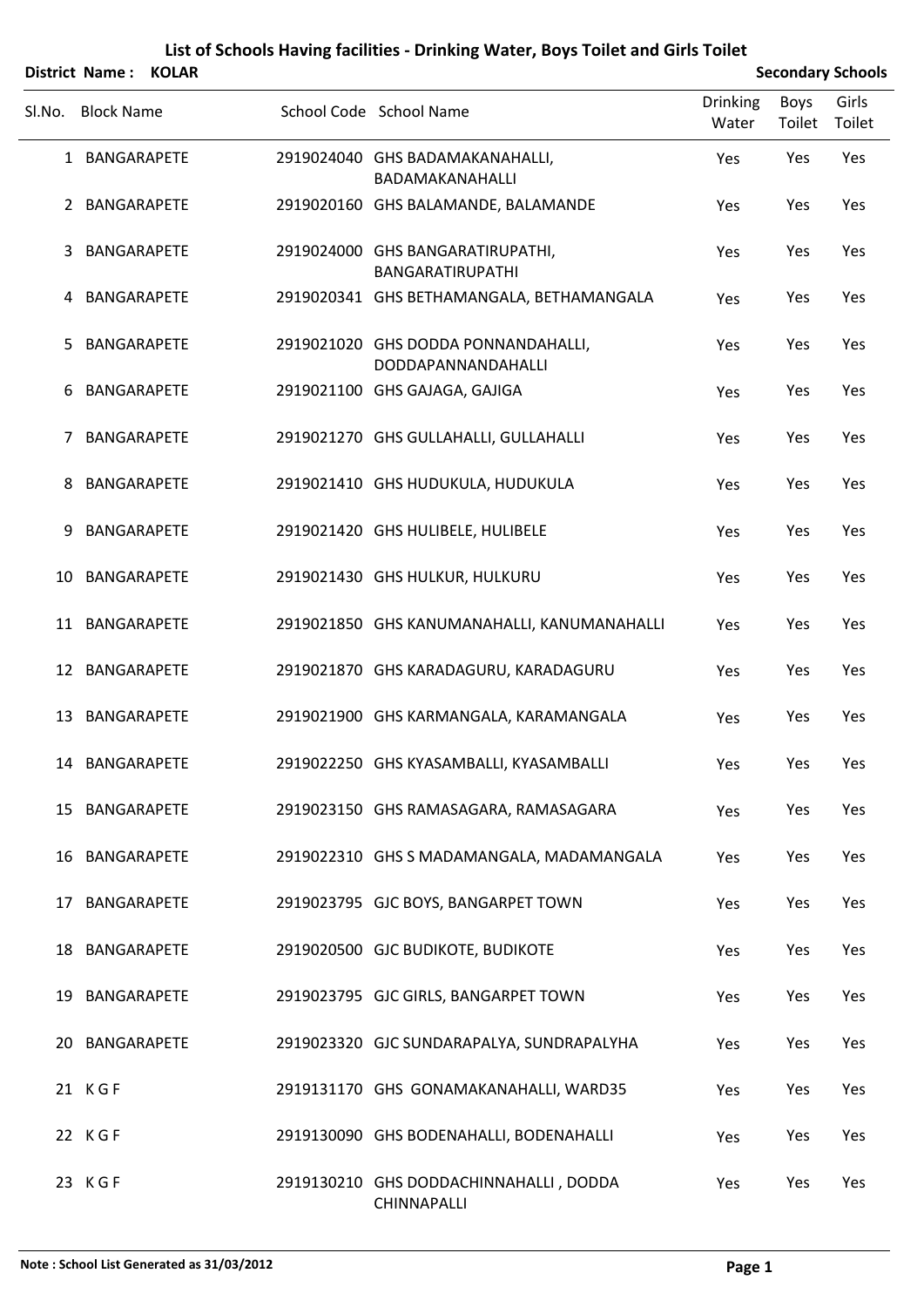# List of Schools Having facilities - Drinking Water, Boys Toilet and Girls Toilet

**District Name : KOLAR** **Secondary Schools**

| Sl.No. | Block Name | School Code | School Name | Drinking Water | Boys Toilet | Girls Toilet |
|---|---|---|---|---|---|---|
| 1 | BANGARAPETE | 2919024040 | GHS BADAMAKANAHALLI, BADAMAKANAHALLI | Yes | Yes | Yes |
| 2 | BANGARAPETE | 2919020160 | GHS BALAMANDE, BALAMANDE | Yes | Yes | Yes |
| 3 | BANGARAPETE | 2919024000 | GHS BANGARATIRUPATHI, BANGARATIRUPATHI | Yes | Yes | Yes |
| 4 | BANGARAPETE | 2919020341 | GHS BETHAMANGALA, BETHAMANGALA | Yes | Yes | Yes |
| 5 | BANGARAPETE | 2919021020 | GHS DODDA PONNANDAHALLI, DODDAPANNANDAHALLI | Yes | Yes | Yes |
| 6 | BANGARAPETE | 2919021100 | GHS GAJAGA, GAJIGA | Yes | Yes | Yes |
| 7 | BANGARAPETE | 2919021270 | GHS GULLAHALLI, GULLAHALLI | Yes | Yes | Yes |
| 8 | BANGARAPETE | 2919021410 | GHS HUDUKULA, HUDUKULA | Yes | Yes | Yes |
| 9 | BANGARAPETE | 2919021420 | GHS HULIBELE, HULIBELE | Yes | Yes | Yes |
| 10 | BANGARAPETE | 2919021430 | GHS HULKUR, HULKURU | Yes | Yes | Yes |
| 11 | BANGARAPETE | 2919021850 | GHS KANUMANAHALLI, KANUMANAHALLI | Yes | Yes | Yes |
| 12 | BANGARAPETE | 2919021870 | GHS KARADAGURU, KARADAGURU | Yes | Yes | Yes |
| 13 | BANGARAPETE | 2919021900 | GHS KARMANGALA, KARAMANGALA | Yes | Yes | Yes |
| 14 | BANGARAPETE | 2919022250 | GHS KYASAMBALLI, KYASAMBALLI | Yes | Yes | Yes |
| 15 | BANGARAPETE | 2919023150 | GHS RAMASAGARA, RAMASAGARA | Yes | Yes | Yes |
| 16 | BANGARAPETE | 2919022310 | GHS S MADAMANGALA, MADAMANGALA | Yes | Yes | Yes |
| 17 | BANGARAPETE | 2919023795 | GJC BOYS, BANGARPET TOWN | Yes | Yes | Yes |
| 18 | BANGARAPETE | 2919020500 | GJC BUDIKOTE, BUDIKOTE | Yes | Yes | Yes |
| 19 | BANGARAPETE | 2919023795 | GJC GIRLS, BANGARPET TOWN | Yes | Yes | Yes |
| 20 | BANGARAPETE | 2919023320 | GJC SUNDARAPALYA, SUNDRAPALYHA | Yes | Yes | Yes |
| 21 | K G F | 2919131170 | GHS GONAMAKANAHALLI, WARD35 | Yes | Yes | Yes |
| 22 | K G F | 2919130090 | GHS BODENAHALLI, BODENAHALLI | Yes | Yes | Yes |
| 23 | K G F | 2919130210 | GHS DODDACHINNAHALLI , DODDA CHINNAPALLI | Yes | Yes | Yes |

**Note : School List Generated as 31/03/2012**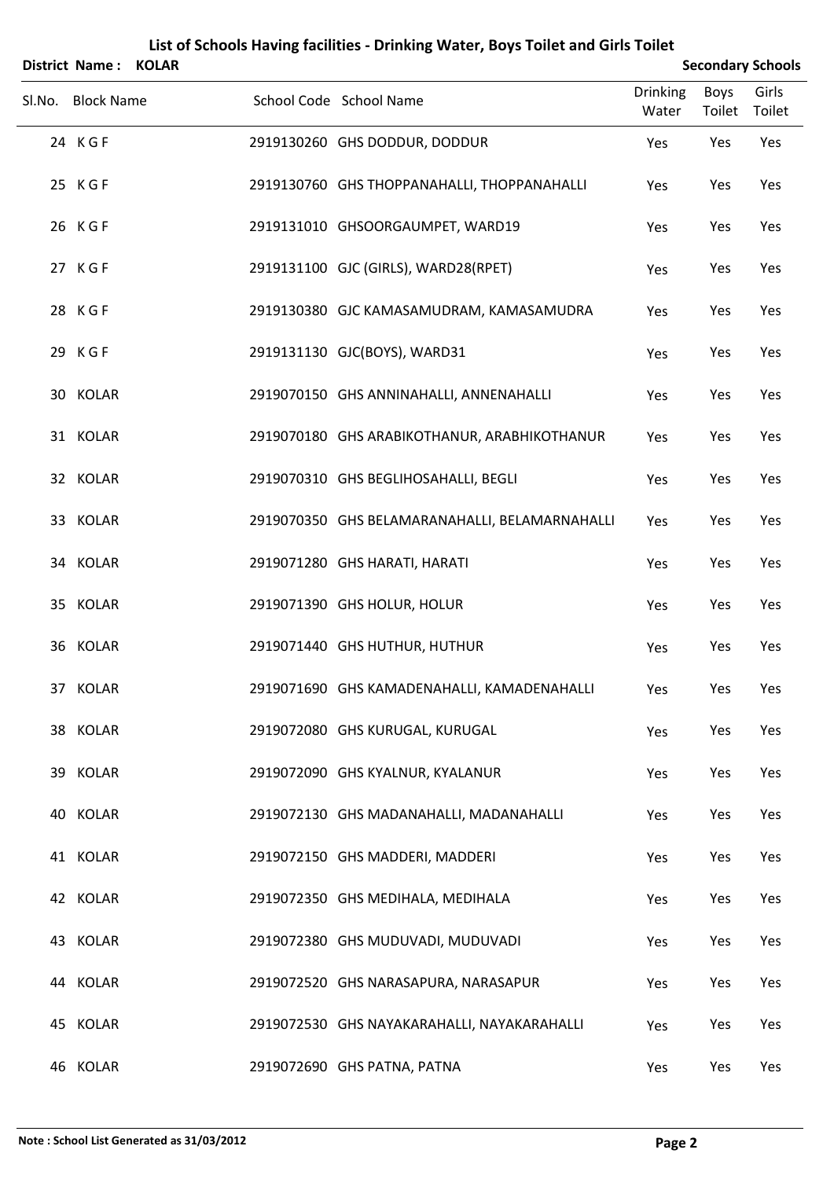# List of Schools Having facilities - Drinking Water, Boys Toilet and Girls Toilet

**District Name : KOLAR** **Secondary Schools**

| Sl.No. | Block Name | School Code | School Name | Drinking Water | Boys Toilet | Girls Toilet |
|---|---|---|---|---|---|---|
| 24 | K G F | 2919130260 | GHS DODDUR, DODDUR | Yes | Yes | Yes |
| 25 | K G F | 2919130760 | GHS THOPPANAHALLI, THOPPANAHALLI | Yes | Yes | Yes |
| 26 | K G F | 2919131010 | GHSOORGAUMPET, WARD19 | Yes | Yes | Yes |
| 27 | K G F | 2919131100 | GJC (GIRLS), WARD28(RPET) | Yes | Yes | Yes |
| 28 | K G F | 2919130380 | GJC KAMASAMUDRAM, KAMASAMUDRA | Yes | Yes | Yes |
| 29 | K G F | 2919131130 | GJC(BOYS), WARD31 | Yes | Yes | Yes |
| 30 | KOLAR | 2919070150 | GHS ANNINAHALLI, ANNENAHALLI | Yes | Yes | Yes |
| 31 | KOLAR | 2919070180 | GHS ARABIKOTHANUR, ARABHIKOTHANUR | Yes | Yes | Yes |
| 32 | KOLAR | 2919070310 | GHS BEGLIHOSAHALLI, BEGLI | Yes | Yes | Yes |
| 33 | KOLAR | 2919070350 | GHS BELAMARANAHALLI, BELAMARNAHALLI | Yes | Yes | Yes |
| 34 | KOLAR | 2919071280 | GHS HARATI, HARATI | Yes | Yes | Yes |
| 35 | KOLAR | 2919071390 | GHS HOLUR, HOLUR | Yes | Yes | Yes |
| 36 | KOLAR | 2919071440 | GHS HUTHUR, HUTHUR | Yes | Yes | Yes |
| 37 | KOLAR | 2919071690 | GHS KAMADENAHALLI, KAMADENAHALLI | Yes | Yes | Yes |
| 38 | KOLAR | 2919072080 | GHS KURUGAL, KURUGAL | Yes | Yes | Yes |
| 39 | KOLAR | 2919072090 | GHS KYALNUR, KYALANUR | Yes | Yes | Yes |
| 40 | KOLAR | 2919072130 | GHS MADANAHALLI, MADANAHALLI | Yes | Yes | Yes |
| 41 | KOLAR | 2919072150 | GHS MADDERI, MADDERI | Yes | Yes | Yes |
| 42 | KOLAR | 2919072350 | GHS MEDIHALA, MEDIHALA | Yes | Yes | Yes |
| 43 | KOLAR | 2919072380 | GHS MUDUVADI, MUDUVADI | Yes | Yes | Yes |
| 44 | KOLAR | 2919072520 | GHS NARASAPURA, NARASAPUR | Yes | Yes | Yes |
| 45 | KOLAR | 2919072530 | GHS NAYAKARAHALLI, NAYAKARAHALLI | Yes | Yes | Yes |
| 46 | KOLAR | 2919072690 | GHS PATNA, PATNA | Yes | Yes | Yes |

**Note : School List Generated as 31/03/2012**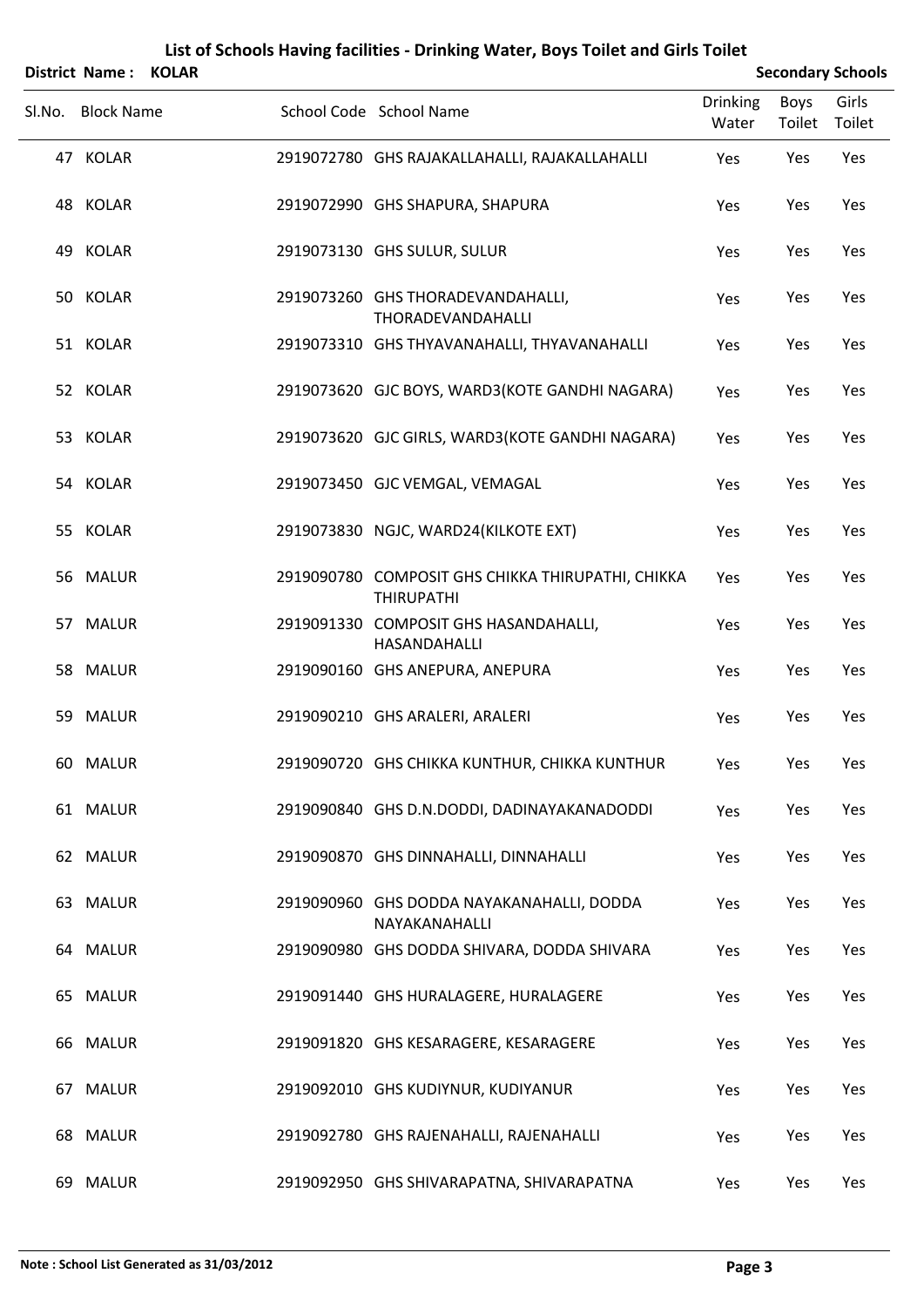# List of Schools Having facilities - Drinking Water, Boys Toilet and Girls Toilet

**District Name : KOLAR** **Secondary Schools**

| Sl.No. | Block Name | School Code | School Name | Drinking Water | Boys Toilet | Girls Toilet |
|---|---|---|---|---|---|---|
| 47 | KOLAR | 2919072780 | GHS RAJAKALLAHALLI, RAJAKALLAHALLI | Yes | Yes | Yes |
| 48 | KOLAR | 2919072990 | GHS SHAPURA, SHAPURA | Yes | Yes | Yes |
| 49 | KOLAR | 2919073130 | GHS SULUR, SULUR | Yes | Yes | Yes |
| 50 | KOLAR | 2919073260 | GHS THORADEVANDAHALLI, THORADEVANDAHALLI | Yes | Yes | Yes |
| 51 | KOLAR | 2919073310 | GHS THYAVANAHALLI, THYAVANAHALLI | Yes | Yes | Yes |
| 52 | KOLAR | 2919073620 | GJC BOYS, WARD3(KOTE GANDHI NAGARA) | Yes | Yes | Yes |
| 53 | KOLAR | 2919073620 | GJC GIRLS, WARD3(KOTE GANDHI NAGARA) | Yes | Yes | Yes |
| 54 | KOLAR | 2919073450 | GJC VEMGAL, VEMAGAL | Yes | Yes | Yes |
| 55 | KOLAR | 2919073830 | NGJC, WARD24(KILKOTE EXT) | Yes | Yes | Yes |
| 56 | MALUR | 2919090780 | COMPOSIT GHS CHIKKA THIRUPATHI, CHIKKA THIRUPATHI | Yes | Yes | Yes |
| 57 | MALUR | 2919091330 | COMPOSIT GHS HASANDAHALLI, HASANDAHALLI | Yes | Yes | Yes |
| 58 | MALUR | 2919090160 | GHS ANEPURA, ANEPURA | Yes | Yes | Yes |
| 59 | MALUR | 2919090210 | GHS ARALERI, ARALERI | Yes | Yes | Yes |
| 60 | MALUR | 2919090720 | GHS CHIKKA KUNTHUR, CHIKKA KUNTHUR | Yes | Yes | Yes |
| 61 | MALUR | 2919090840 | GHS D.N.DODDI, DADINAYAKANADODDI | Yes | Yes | Yes |
| 62 | MALUR | 2919090870 | GHS DINNAHALLI, DINNAHALLI | Yes | Yes | Yes |
| 63 | MALUR | 2919090960 | GHS DODDA NAYAKANAHALLI, DODDA NAYAKANAHALLI | Yes | Yes | Yes |
| 64 | MALUR | 2919090980 | GHS DODDA SHIVARA, DODDA SHIVARA | Yes | Yes | Yes |
| 65 | MALUR | 2919091440 | GHS HURALAGERE, HURALAGERE | Yes | Yes | Yes |
| 66 | MALUR | 2919091820 | GHS KESARAGERE, KESARAGERE | Yes | Yes | Yes |
| 67 | MALUR | 2919092010 | GHS KUDIYNUR, KUDIYANUR | Yes | Yes | Yes |
| 68 | MALUR | 2919092780 | GHS RAJENAHALLI, RAJENAHALLI | Yes | Yes | Yes |
| 69 | MALUR | 2919092950 | GHS SHIVARAPATNA, SHIVARAPATNA | Yes | Yes | Yes |

**Note : School List Generated as 31/03/2012**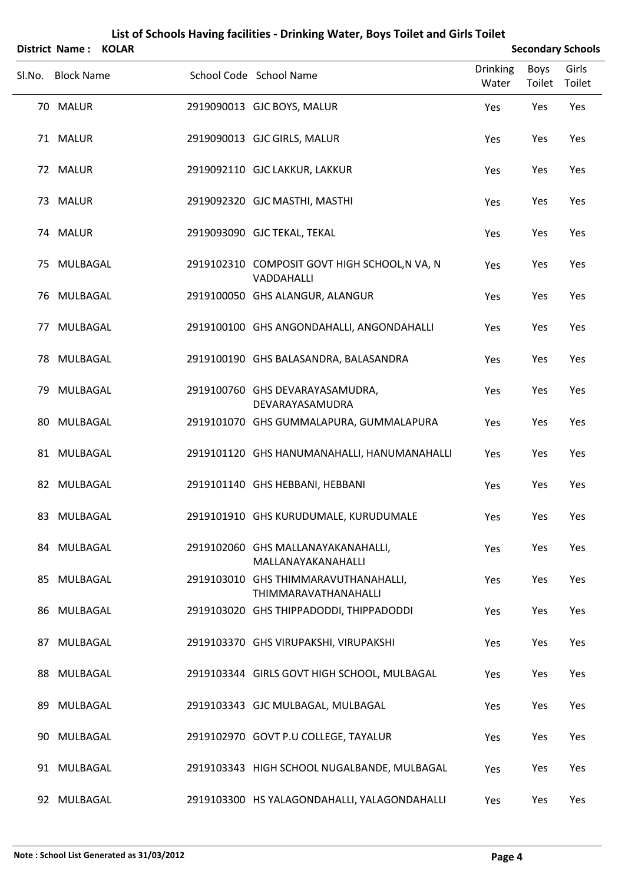# List of Schools Having facilities - Drinking Water, Boys Toilet and Girls Toilet

**District Name : KOLAR** — **Secondary Schools**

| Sl.No. | Block Name | School Code | School Name | Drinking Water | Boys Toilet | Girls Toilet |
|---|---|---|---|---|---|---|
| 70 | MALUR | 2919090013 | GJC BOYS, MALUR | Yes | Yes | Yes |
| 71 | MALUR | 2919090013 | GJC GIRLS, MALUR | Yes | Yes | Yes |
| 72 | MALUR | 2919092110 | GJC LAKKUR, LAKKUR | Yes | Yes | Yes |
| 73 | MALUR | 2919092320 | GJC MASTHI, MASTHI | Yes | Yes | Yes |
| 74 | MALUR | 2919093090 | GJC TEKAL, TEKAL | Yes | Yes | Yes |
| 75 | MULBAGAL | 2919102310 | COMPOSIT GOVT HIGH SCHOOL,N VA, N VADDAHALLI | Yes | Yes | Yes |
| 76 | MULBAGAL | 2919100050 | GHS ALANGUR, ALANGUR | Yes | Yes | Yes |
| 77 | MULBAGAL | 2919100100 | GHS ANGONDAHALLI, ANGONDAHALLI | Yes | Yes | Yes |
| 78 | MULBAGAL | 2919100190 | GHS BALASANDRA, BALASANDRA | Yes | Yes | Yes |
| 79 | MULBAGAL | 2919100760 | GHS DEVARAYASAMUDRA, DEVARAYASAMUDRA | Yes | Yes | Yes |
| 80 | MULBAGAL | 2919101070 | GHS GUMMALAPURA, GUMMALAPURA | Yes | Yes | Yes |
| 81 | MULBAGAL | 2919101120 | GHS HANUMANAHALLI, HANUMANAHALLI | Yes | Yes | Yes |
| 82 | MULBAGAL | 2919101140 | GHS HEBBANI, HEBBANI | Yes | Yes | Yes |
| 83 | MULBAGAL | 2919101910 | GHS KURUDUMALE, KURUDUMALE | Yes | Yes | Yes |
| 84 | MULBAGAL | 2919102060 | GHS MALLANAYAKANAHALLI, MALLANAYAKANAHALLI | Yes | Yes | Yes |
| 85 | MULBAGAL | 2919103010 | GHS THIMMARAVUTHANAHALLI, THIMMARAVATHANAHALLI | Yes | Yes | Yes |
| 86 | MULBAGAL | 2919103020 | GHS THIPPADODDI, THIPPADODDI | Yes | Yes | Yes |
| 87 | MULBAGAL | 2919103370 | GHS VIRUPAKSHI, VIRUPAKSHI | Yes | Yes | Yes |
| 88 | MULBAGAL | 2919103344 | GIRLS GOVT HIGH SCHOOL, MULBAGAL | Yes | Yes | Yes |
| 89 | MULBAGAL | 2919103343 | GJC MULBAGAL, MULBAGAL | Yes | Yes | Yes |
| 90 | MULBAGAL | 2919102970 | GOVT P.U COLLEGE, TAYALUR | Yes | Yes | Yes |
| 91 | MULBAGAL | 2919103343 | HIGH SCHOOL NUGALBANDE, MULBAGAL | Yes | Yes | Yes |
| 92 | MULBAGAL | 2919103300 | HS YALAGONDAHALLI, YALAGONDAHALLI | Yes | Yes | Yes |

**Note : School List Generated as 31/03/2012**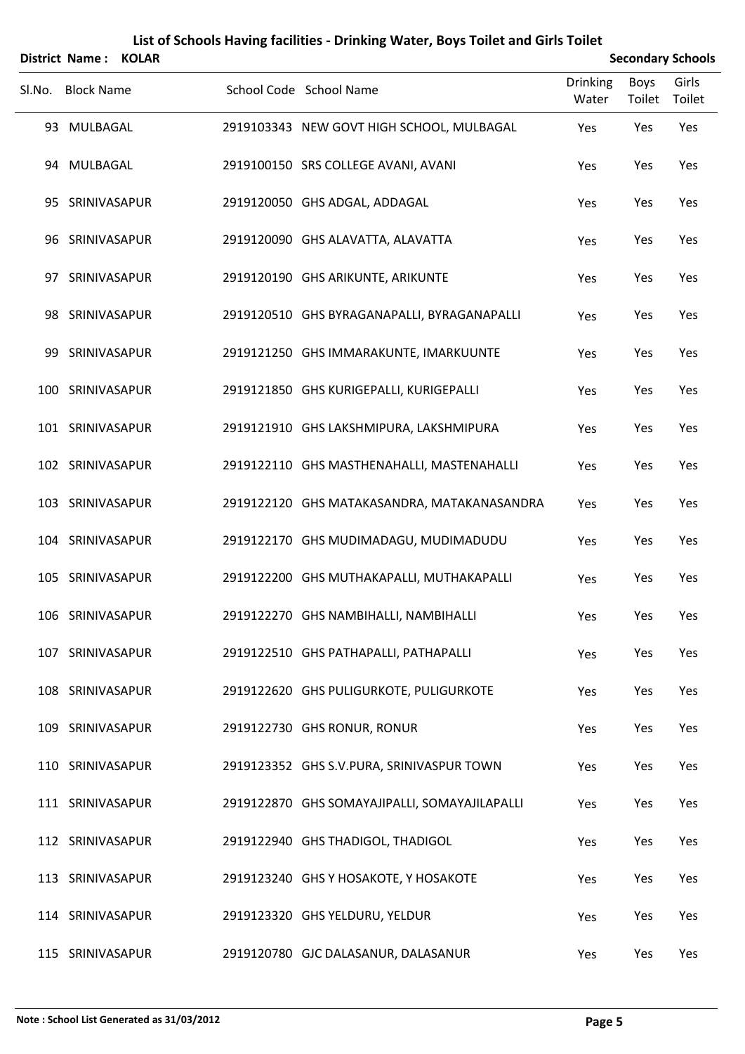# List of Schools Having facilities - Drinking Water, Boys Toilet and Girls Toilet

**District Name : KOLAR** | **Secondary Schools**

| Sl.No. | Block Name | School Code | School Name | Drinking Water | Boys Toilet | Girls Toilet |
|---|---|---|---|---|---|---|
| 93 | MULBAGAL | 2919103343 | NEW GOVT HIGH SCHOOL, MULBAGAL | Yes | Yes | Yes |
| 94 | MULBAGAL | 2919100150 | SRS COLLEGE AVANI, AVANI | Yes | Yes | Yes |
| 95 | SRINIVASAPUR | 2919120050 | GHS ADGAL, ADDAGAL | Yes | Yes | Yes |
| 96 | SRINIVASAPUR | 2919120090 | GHS ALAVATTA, ALAVATTA | Yes | Yes | Yes |
| 97 | SRINIVASAPUR | 2919120190 | GHS ARIKUNTE, ARIKUNTE | Yes | Yes | Yes |
| 98 | SRINIVASAPUR | 2919120510 | GHS BYRAGANAPALLI, BYRAGANAPALLI | Yes | Yes | Yes |
| 99 | SRINIVASAPUR | 2919121250 | GHS IMMARAKUNTE, IMARKUUNTE | Yes | Yes | Yes |
| 100 | SRINIVASAPUR | 2919121850 | GHS KURIGEPALLI, KURIGEPALLI | Yes | Yes | Yes |
| 101 | SRINIVASAPUR | 2919121910 | GHS LAKSHMIPURA, LAKSHMIPURA | Yes | Yes | Yes |
| 102 | SRINIVASAPUR | 2919122110 | GHS MASTHENAHALLI, MASTENAHALLI | Yes | Yes | Yes |
| 103 | SRINIVASAPUR | 2919122120 | GHS MATAKASANDRA, MATAKANASANDRA | Yes | Yes | Yes |
| 104 | SRINIVASAPUR | 2919122170 | GHS MUDIMADAGU, MUDIMADUDU | Yes | Yes | Yes |
| 105 | SRINIVASAPUR | 2919122200 | GHS MUTHAKAPALLI, MUTHAKAPALLI | Yes | Yes | Yes |
| 106 | SRINIVASAPUR | 2919122270 | GHS NAMBIHALLI, NAMBIHALLI | Yes | Yes | Yes |
| 107 | SRINIVASAPUR | 2919122510 | GHS PATHAPALLI, PATHAPALLI | Yes | Yes | Yes |
| 108 | SRINIVASAPUR | 2919122620 | GHS PULIGURKOTE, PULIGURKOTE | Yes | Yes | Yes |
| 109 | SRINIVASAPUR | 2919122730 | GHS RONUR, RONUR | Yes | Yes | Yes |
| 110 | SRINIVASAPUR | 2919123352 | GHS S.V.PURA, SRINIVASPUR TOWN | Yes | Yes | Yes |
| 111 | SRINIVASAPUR | 2919122870 | GHS SOMAYAJIPALLI, SOMAYAJILAPALLI | Yes | Yes | Yes |
| 112 | SRINIVASAPUR | 2919122940 | GHS THADIGOL, THADIGOL | Yes | Yes | Yes |
| 113 | SRINIVASAPUR | 2919123240 | GHS Y HOSAKOTE, Y HOSAKOTE | Yes | Yes | Yes |
| 114 | SRINIVASAPUR | 2919123320 | GHS YELDURU, YELDUR | Yes | Yes | Yes |
| 115 | SRINIVASAPUR | 2919120780 | GJC DALASANUR, DALASANUR | Yes | Yes | Yes |

**Note : School List Generated as 31/03/2012**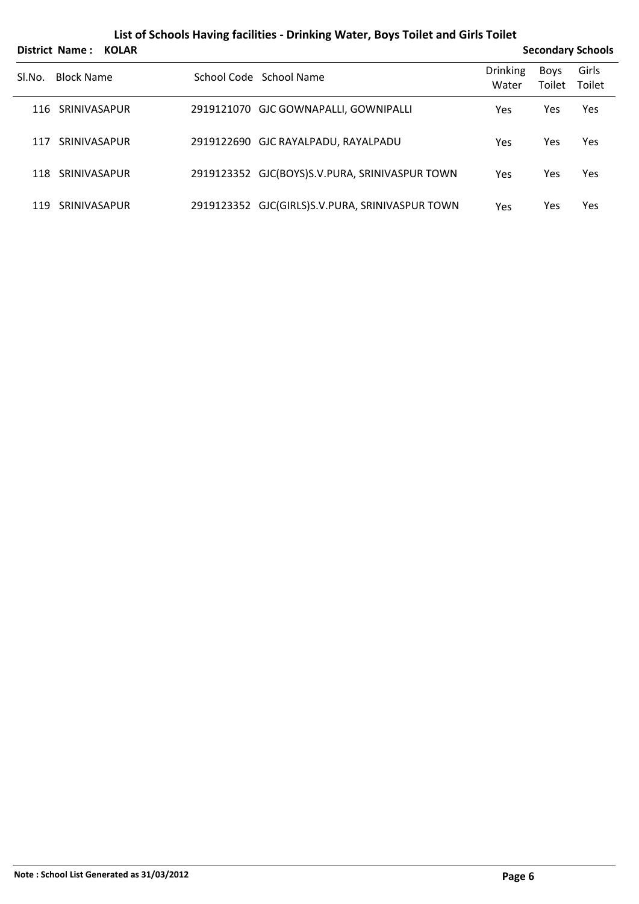## List of Schools Having facilities - Drinking Water, Boys Toilet and Girls Toilet

**District Name : KOLAR** **Secondary Schools**

| Sl.No. | Block Name | School Code | School Name | Drinking Water | Boys Toilet | Girls Toilet |
|---|---|---|---|---|---|---|
| 116 | SRINIVASAPUR | 2919121070 | GJC GOWNAPALLI, GOWNIPALLI | Yes | Yes | Yes |
| 117 | SRINIVASAPUR | 2919122690 | GJC RAYALPADU, RAYALPADU | Yes | Yes | Yes |
| 118 | SRINIVASAPUR | 2919123352 | GJC(BOYS)S.V.PURA, SRINIVASPUR TOWN | Yes | Yes | Yes |
| 119 | SRINIVASAPUR | 2919123352 | GJC(GIRLS)S.V.PURA, SRINIVASPUR TOWN | Yes | Yes | Yes |

**Note : School List Generated as 31/03/2012**